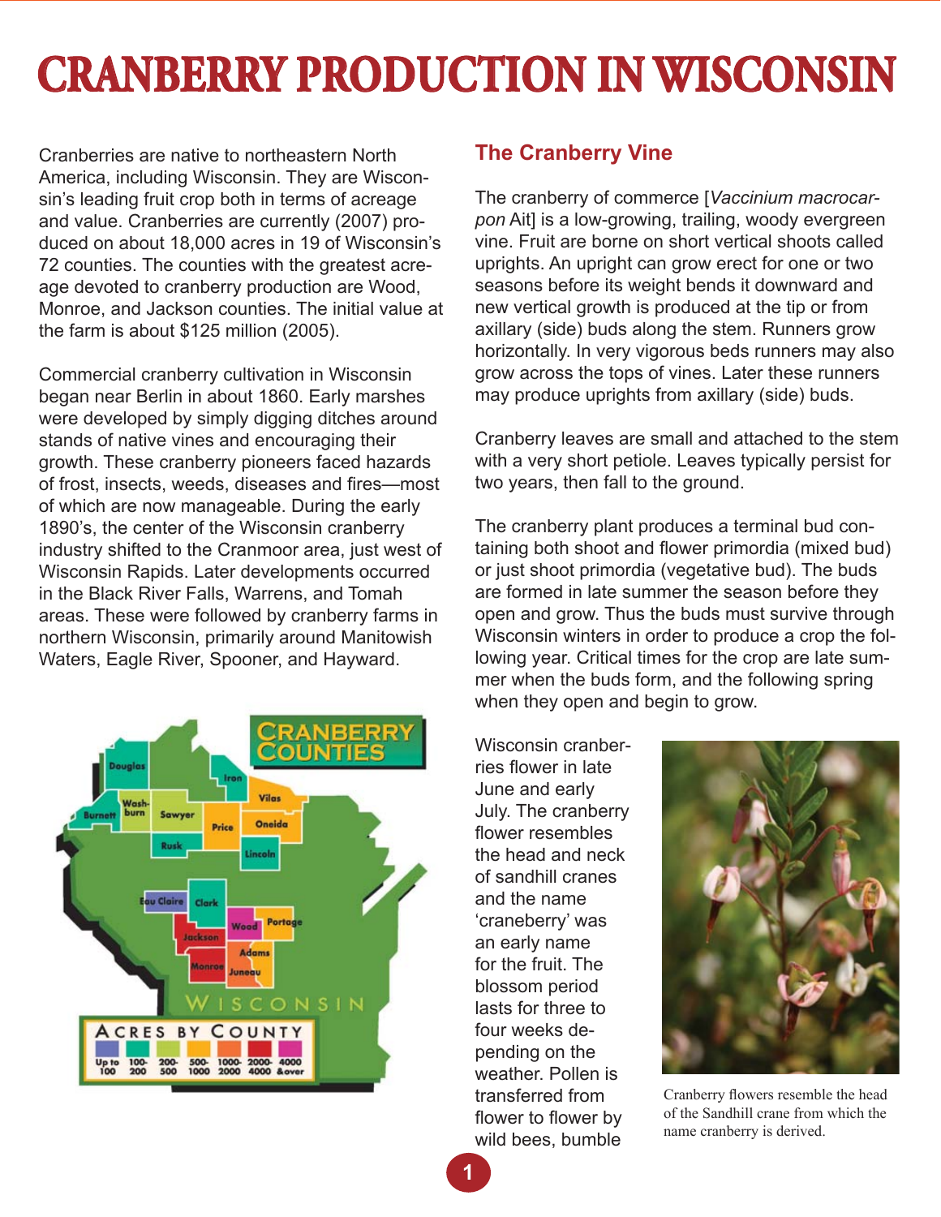# CRANBERRY PRODUCTION IN WISCONSIN

Cranberries are native to northeastern North America, including Wisconsin. They are Wisconsin's leading fruit crop both in terms of acreage and value. Cranberries are currently (2007) produced on about 18,000 acres in 19 of Wisconsin's 72 counties. The counties with the greatest acreage devoted to cranberry production are Wood, Monroe, and Jackson counties. The initial value at the farm is about $125 million (2005).

Commercial cranberry cultivation in Wisconsin began near Berlin in about 1860. Early marshes were developed by simply digging ditches around stands of native vines and encouraging their growth. These cranberry pioneers faced hazards of frost, insects, weeds, diseases and fires—most of which are now manageable. During the early 1890's, the center of the Wisconsin cranberry industry shifted to the Cranmoor area, just west of Wisconsin Rapids. Later developments occurred in the Black River Falls, Warrens, and Tomah areas. These were followed by cranberry farms in northern Wisconsin, primarily around Manitowish Waters, Eagle River, Spooner, and Hayward.

## The Cranberry Vine

The cranberry of commerce [*Vaccinium macrocarpon* Ait] is a low-growing, trailing, woody evergreen vine. Fruit are borne on short vertical shoots called uprights. An upright can grow erect for one or two seasons before its weight bends it downward and new vertical growth is produced at the tip or from axillary (side) buds along the stem. Runners grow horizontally. In very vigorous beds runners may also grow across the tops of vines. Later these runners may produce uprights from axillary (side) buds.

Cranberry leaves are small and attached to the stem with a very short petiole. Leaves typically persist for two years, then fall to the ground.

The cranberry plant produces a terminal bud containing both shoot and flower primordia (mixed bud) or just shoot primordia (vegetative bud). The buds are formed in late summer the season before they open and grow. Thus the buds must survive through Wisconsin winters in order to produce a crop the following year. Critical times for the crop are late summer when the buds form, and the following spring when they open and begin to grow.

Wisconsin cranberries flower in late June and early July. The cranberry flower resembles the head and neck of sandhill cranes and the name 'craneberry' was an early name for the fruit. The blossom period lasts for three to four weeks depending on the weather. Pollen is transferred from flower to flower by wild bees, bumble

Cranberry flowers resemble the head of the Sandhill crane from which the name cranberry is derived.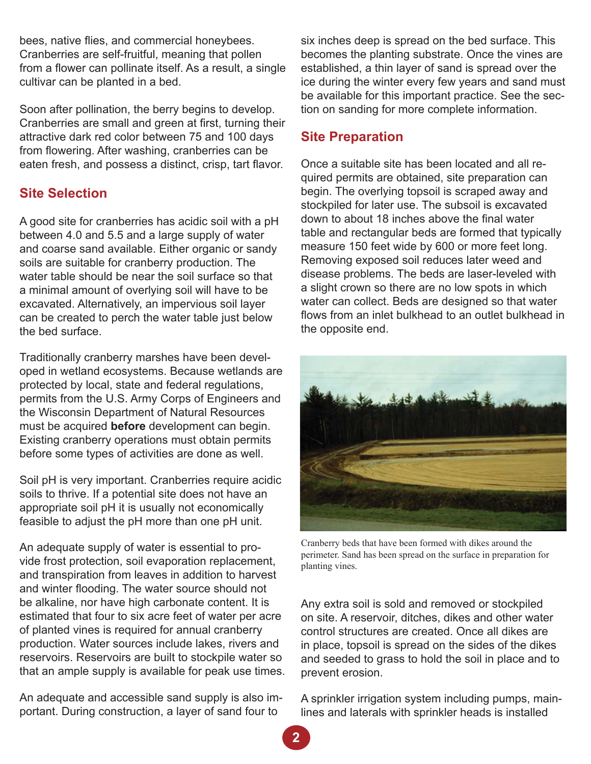bees, native flies, and commercial honeybees. Cranberries are self-fruitful, meaning that pollen from a flower can pollinate itself. As a result, a single cultivar can be planted in a bed.

Soon after pollination, the berry begins to develop. Cranberries are small and green at first, turning their attractive dark red color between 75 and 100 days from flowering. After washing, cranberries can be eaten fresh, and possess a distinct, crisp, tart flavor.

## Site Selection

A good site for cranberries has acidic soil with a pH between 4.0 and 5.5 and a large supply of water and coarse sand available. Either organic or sandy soils are suitable for cranberry production. The water table should be near the soil surface so that a minimal amount of overlying soil will have to be excavated. Alternatively, an impervious soil layer can be created to perch the water table just below the bed surface.

Traditionally cranberry marshes have been developed in wetland ecosystems. Because wetlands are protected by local, state and federal regulations, permits from the U.S. Army Corps of Engineers and the Wisconsin Department of Natural Resources must be acquired **before** development can begin. Existing cranberry operations must obtain permits before some types of activities are done as well.

Soil pH is very important. Cranberries require acidic soils to thrive. If a potential site does not have an appropriate soil pH it is usually not economically feasible to adjust the pH more than one pH unit.

An adequate supply of water is essential to provide frost protection, soil evaporation replacement, and transpiration from leaves in addition to harvest and winter flooding. The water source should not be alkaline, nor have high carbonate content. It is estimated that four to six acre feet of water per acre of planted vines is required for annual cranberry production. Water sources include lakes, rivers and reservoirs. Reservoirs are built to stockpile water so that an ample supply is available for peak use times.

An adequate and accessible sand supply is also important. During construction, a layer of sand four to six inches deep is spread on the bed surface. This becomes the planting substrate. Once the vines are established, a thin layer of sand is spread over the ice during the winter every few years and sand must be available for this important practice. See the section on sanding for more complete information.

## Site Preparation

Once a suitable site has been located and all required permits are obtained, site preparation can begin. The overlying topsoil is scraped away and stockpiled for later use. The subsoil is excavated down to about 18 inches above the final water table and rectangular beds are formed that typically measure 150 feet wide by 600 or more feet long. Removing exposed soil reduces later weed and disease problems. The beds are laser-leveled with a slight crown so there are no low spots in which water can collect. Beds are designed so that water flows from an inlet bulkhead to an outlet bulkhead in the opposite end.

Cranberry beds that have been formed with dikes around the perimeter. Sand has been spread on the surface in preparation for planting vines.

Any extra soil is sold and removed or stockpiled on site. A reservoir, ditches, dikes and other water control structures are created. Once all dikes are in place, topsoil is spread on the sides of the dikes and seeded to grass to hold the soil in place and to prevent erosion.

A sprinkler irrigation system including pumps, mainlines and laterals with sprinkler heads is installed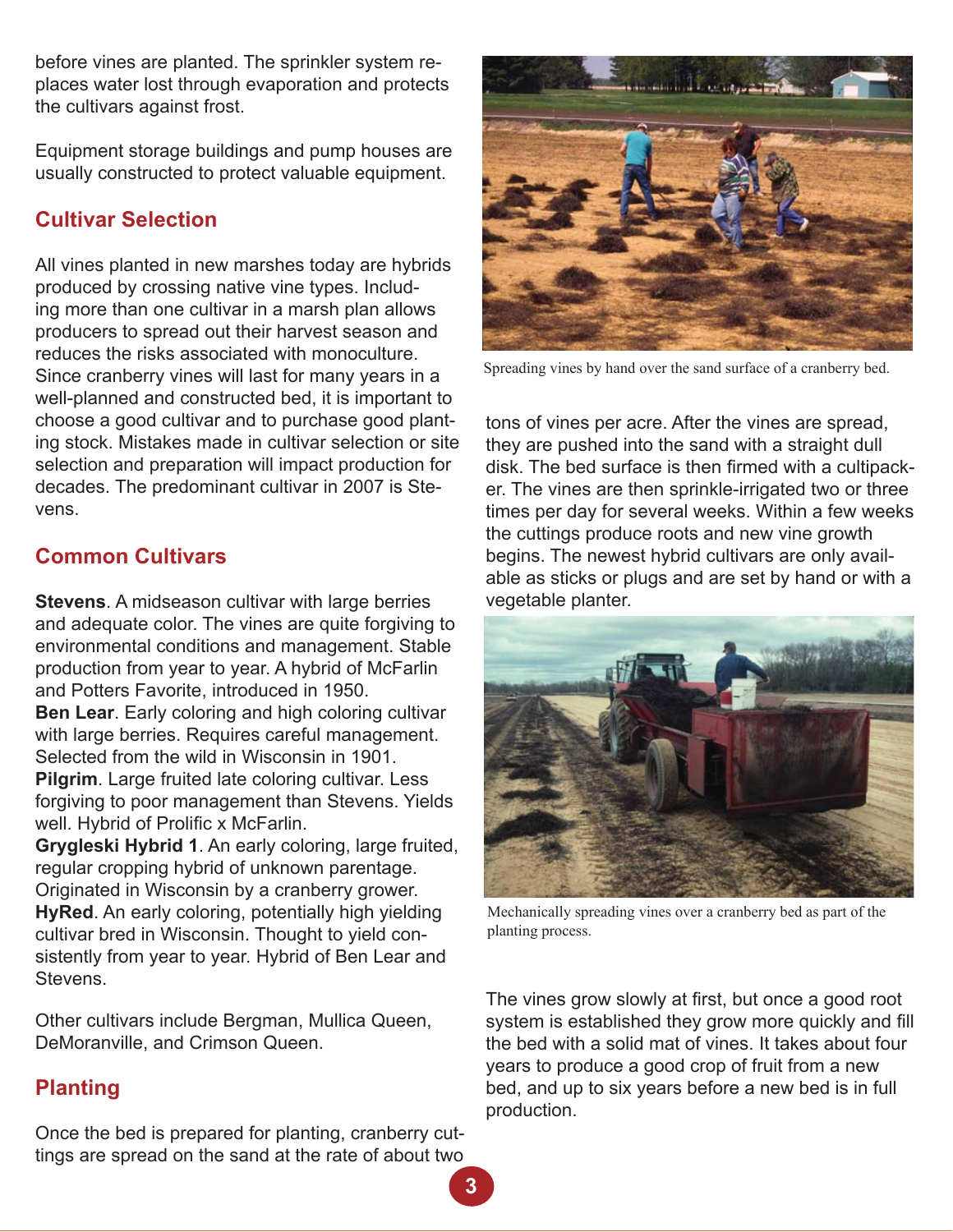before vines are planted. The sprinkler system replaces water lost through evaporation and protects the cultivars against frost.

Equipment storage buildings and pump houses are usually constructed to protect valuable equipment.

## Cultivar Selection

All vines planted in new marshes today are hybrids produced by crossing native vine types. Including more than one cultivar in a marsh plan allows producers to spread out their harvest season and reduces the risks associated with monoculture. Since cranberry vines will last for many years in a well-planned and constructed bed, it is important to choose a good cultivar and to purchase good planting stock. Mistakes made in cultivar selection or site selection and preparation will impact production for decades. The predominant cultivar in 2007 is Stevens.

## Common Cultivars

**Stevens**. A midseason cultivar with large berries and adequate color. The vines are quite forgiving to environmental conditions and management. Stable production from year to year. A hybrid of McFarlin and Potters Favorite, introduced in 1950.
**Ben Lear**. Early coloring and high coloring cultivar with large berries. Requires careful management. Selected from the wild in Wisconsin in 1901.
**Pilgrim**. Large fruited late coloring cultivar. Less forgiving to poor management than Stevens. Yields well. Hybrid of Prolific x McFarlin.
**Grygleski Hybrid 1**. An early coloring, large fruited, regular cropping hybrid of unknown parentage. Originated in Wisconsin by a cranberry grower.
**HyRed**. An early coloring, potentially high yielding cultivar bred in Wisconsin. Thought to yield consistently from year to year. Hybrid of Ben Lear and Stevens.

Other cultivars include Bergman, Mullica Queen, DeMoranville, and Crimson Queen.

## Planting

Once the bed is prepared for planting, cranberry cuttings are spread on the sand at the rate of about two tons of vines per acre. After the vines are spread, they are pushed into the sand with a straight dull disk. The bed surface is then firmed with a cultipacker. The vines are then sprinkle-irrigated two or three times per day for several weeks. Within a few weeks the cuttings produce roots and new vine growth begins. The newest hybrid cultivars are only available as sticks or plugs and are set by hand or with a vegetable planter.

Spreading vines by hand over the sand surface of a cranberry bed.

Mechanically spreading vines over a cranberry bed as part of the planting process.

The vines grow slowly at first, but once a good root system is established they grow more quickly and fill the bed with a solid mat of vines. It takes about four years to produce a good crop of fruit from a new bed, and up to six years before a new bed is in full production.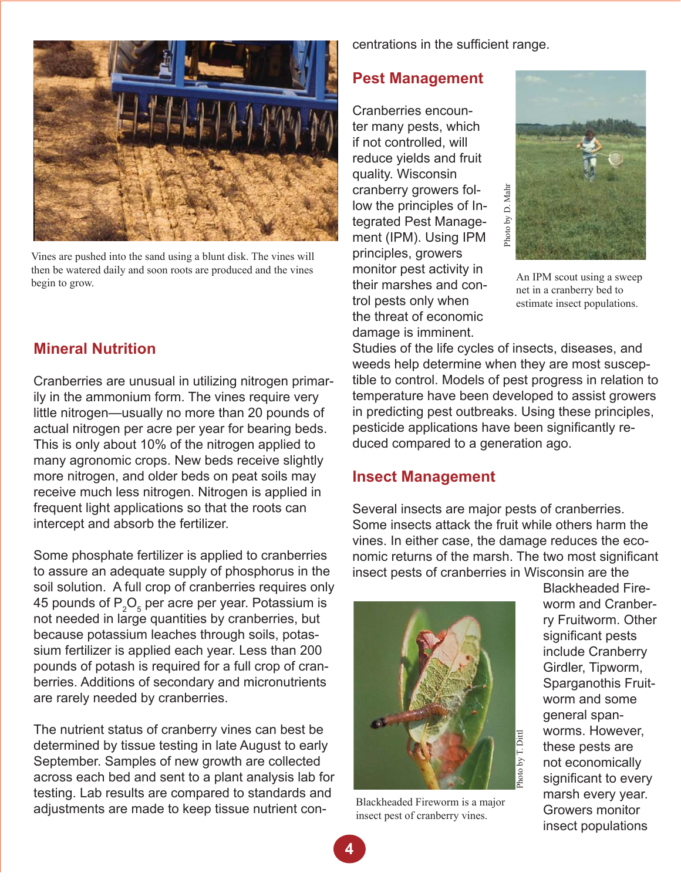Vines are pushed into the sand using a blunt disk. The vines will then be watered daily and soon roots are produced and the vines begin to grow.

## Mineral Nutrition

Cranberries are unusual in utilizing nitrogen primarily in the ammonium form. The vines require very little nitrogen—usually no more than 20 pounds of actual nitrogen per acre per year for bearing beds. This is only about 10% of the nitrogen applied to many agronomic crops. New beds receive slightly more nitrogen, and older beds on peat soils may receive much less nitrogen. Nitrogen is applied in frequent light applications so that the roots can intercept and absorb the fertilizer.

Some phosphate fertilizer is applied to cranberries to assure an adequate supply of phosphorus in the soil solution. A full crop of cranberries requires only 45 pounds of $P_2O_5$ per acre per year. Potassium is not needed in large quantities by cranberries, but because potassium leaches through soils, potassium fertilizer is applied each year. Less than 200 pounds of potash is required for a full crop of cranberries. Additions of secondary and micronutrients are rarely needed by cranberries.

The nutrient status of cranberry vines can best be determined by tissue testing in late August to early September. Samples of new growth are collected across each bed and sent to a plant analysis lab for testing. Lab results are compared to standards and adjustments are made to keep tissue nutrient concentrations in the sufficient range.

## Pest Management

Cranberries encounter many pests, which if not controlled, will reduce yields and fruit quality. Wisconsin cranberry growers follow the principles of Integrated Pest Management (IPM). Using IPM principles, growers monitor pest activity in their marshes and control pests only when the threat of economic damage is imminent. Studies of the life cycles of insects, diseases, and weeds help determine when they are most susceptible to control. Models of pest progress in relation to temperature have been developed to assist growers in predicting pest outbreaks. Using these principles, pesticide applications have been significantly reduced compared to a generation ago.

Photo by D. Mahr

An IPM scout using a sweep net in a cranberry bed to estimate insect populations.

## Insect Management

Several insects are major pests of cranberries. Some insects attack the fruit while others harm the vines. In either case, the damage reduces the economic returns of the marsh. The two most significant insect pests of cranberries in Wisconsin are the Blackheaded Fireworm and Cranberry Fruitworm. Other significant pests include Cranberry Girdler, Tipworm, Sparganothis Fruitworm and some general spanworms. However, these pests are not economically significant to every marsh every year. Growers monitor insect populations

Photo by T. Dittl

Blackheaded Fireworm is a major insect pest of cranberry vines.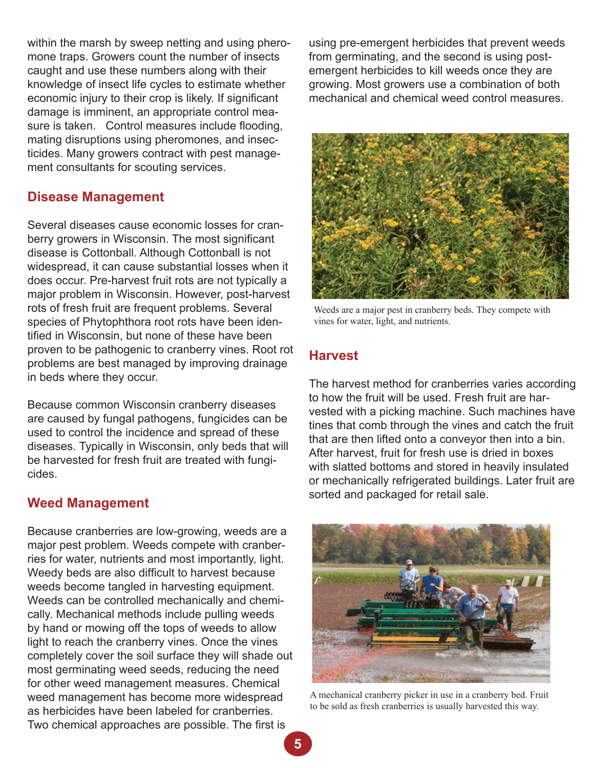within the marsh by sweep netting and using pheromone traps. Growers count the number of insects caught and use these numbers along with their knowledge of insect life cycles to estimate whether economic injury to their crop is likely. If significant damage is imminent, an appropriate control measure is taken. Control measures include flooding, mating disruptions using pheromones, and insecticides. Many growers contract with pest management consultants for scouting services.

## Disease Management

Several diseases cause economic losses for cranberry growers in Wisconsin. The most significant disease is Cottonball. Although Cottonball is not widespread, it can cause substantial losses when it does occur. Pre-harvest fruit rots are not typically a major problem in Wisconsin. However, post-harvest rots of fresh fruit are frequent problems. Several species of Phytophthora root rots have been identified in Wisconsin, but none of these have been proven to be pathogenic to cranberry vines. Root rot problems are best managed by improving drainage in beds where they occur.

Because common Wisconsin cranberry diseases are caused by fungal pathogens, fungicides can be used to control the incidence and spread of these diseases. Typically in Wisconsin, only beds that will be harvested for fresh fruit are treated with fungicides.

## Weed Management

Because cranberries are low-growing, weeds are a major pest problem. Weeds compete with cranberries for water, nutrients and most importantly, light. Weedy beds are also difficult to harvest because weeds become tangled in harvesting equipment. Weeds can be controlled mechanically and chemically. Mechanical methods include pulling weeds by hand or mowing off the tops of weeds to allow light to reach the cranberry vines. Once the vines completely cover the soil surface they will shade out most germinating weed seeds, reducing the need for other weed management measures. Chemical weed management has become more widespread as herbicides have been labeled for cranberries. Two chemical approaches are possible. The first is using pre-emergent herbicides that prevent weeds from germinating, and the second is using post-emergent herbicides to kill weeds once they are growing. Most growers use a combination of both mechanical and chemical weed control measures.

Weeds are a major pest in cranberry beds. They compete with vines for water, light, and nutrients.

## Harvest

The harvest method for cranberries varies according to how the fruit will be used. Fresh fruit are harvested with a picking machine. Such machines have tines that comb through the vines and catch the fruit that are then lifted onto a conveyor then into a bin. After harvest, fruit for fresh use is dried in boxes with slatted bottoms and stored in heavily insulated or mechanically refrigerated buildings. Later fruit are sorted and packaged for retail sale.

A mechanical cranberry picker in use in a cranberry bed. Fruit to be sold as fresh cranberries is usually harvested this way.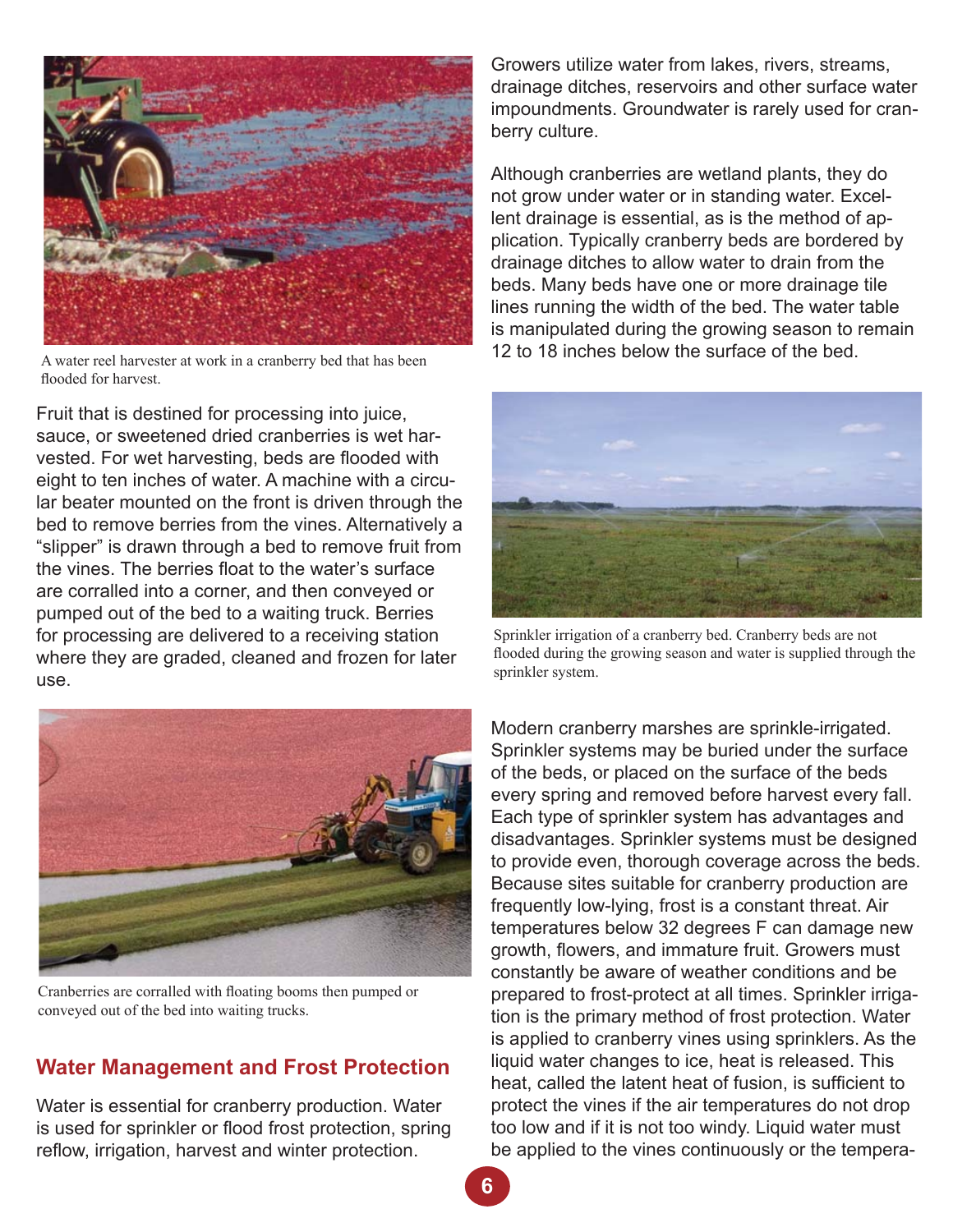A water reel harvester at work in a cranberry bed that has been flooded for harvest.

Fruit that is destined for processing into juice, sauce, or sweetened dried cranberries is wet harvested. For wet harvesting, beds are flooded with eight to ten inches of water. A machine with a circular beater mounted on the front is driven through the bed to remove berries from the vines. Alternatively a "slipper" is drawn through a bed to remove fruit from the vines. The berries float to the water's surface are corralled into a corner, and then conveyed or pumped out of the bed to a waiting truck. Berries for processing are delivered to a receiving station where they are graded, cleaned and frozen for later use.

Cranberries are corralled with floating booms then pumped or conveyed out of the bed into waiting trucks.

## Water Management and Frost Protection

Water is essential for cranberry production. Water is used for sprinkler or flood frost protection, spring reflow, irrigation, harvest and winter protection.

Growers utilize water from lakes, rivers, streams, drainage ditches, reservoirs and other surface water impoundments. Groundwater is rarely used for cranberry culture.

Although cranberries are wetland plants, they do not grow under water or in standing water. Excellent drainage is essential, as is the method of application. Typically cranberry beds are bordered by drainage ditches to allow water to drain from the beds. Many beds have one or more drainage tile lines running the width of the bed. The water table is manipulated during the growing season to remain 12 to 18 inches below the surface of the bed.

Sprinkler irrigation of a cranberry bed. Cranberry beds are not flooded during the growing season and water is supplied through the sprinkler system.

Modern cranberry marshes are sprinkle-irrigated. Sprinkler systems may be buried under the surface of the beds, or placed on the surface of the beds every spring and removed before harvest every fall. Each type of sprinkler system has advantages and disadvantages. Sprinkler systems must be designed to provide even, thorough coverage across the beds. Because sites suitable for cranberry production are frequently low-lying, frost is a constant threat. Air temperatures below 32 degrees F can damage new growth, flowers, and immature fruit. Growers must constantly be aware of weather conditions and be prepared to frost-protect at all times. Sprinkler irrigation is the primary method of frost protection. Water is applied to cranberry vines using sprinklers. As the liquid water changes to ice, heat is released. This heat, called the latent heat of fusion, is sufficient to protect the vines if the air temperatures do not drop too low and if it is not too windy. Liquid water must be applied to the vines continuously or the tempera-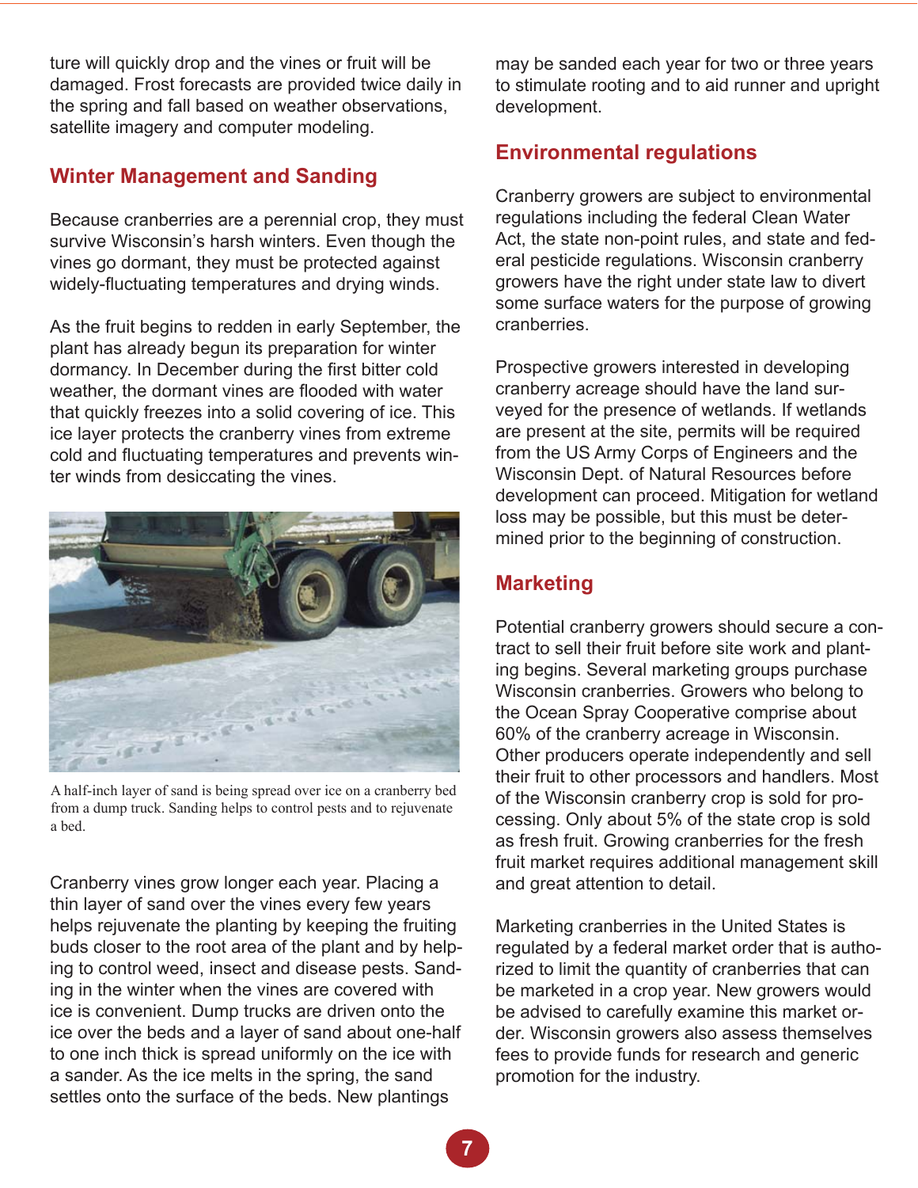ture will quickly drop and the vines or fruit will be damaged. Frost forecasts are provided twice daily in the spring and fall based on weather observations, satellite imagery and computer modeling.

## Winter Management and Sanding

Because cranberries are a perennial crop, they must survive Wisconsin's harsh winters. Even though the vines go dormant, they must be protected against widely-fluctuating temperatures and drying winds.

As the fruit begins to redden in early September, the plant has already begun its preparation for winter dormancy. In December during the first bitter cold weather, the dormant vines are flooded with water that quickly freezes into a solid covering of ice. This ice layer protects the cranberry vines from extreme cold and fluctuating temperatures and prevents winter winds from desiccating the vines.

A half-inch layer of sand is being spread over ice on a cranberry bed from a dump truck. Sanding helps to control pests and to rejuvenate a bed.

Cranberry vines grow longer each year. Placing a thin layer of sand over the vines every few years helps rejuvenate the planting by keeping the fruiting buds closer to the root area of the plant and by helping to control weed, insect and disease pests. Sanding in the winter when the vines are covered with ice is convenient. Dump trucks are driven onto the ice over the beds and a layer of sand about one-half to one inch thick is spread uniformly on the ice with a sander. As the ice melts in the spring, the sand settles onto the surface of the beds. New plantings may be sanded each year for two or three years to stimulate rooting and to aid runner and upright development.

## Environmental regulations

Cranberry growers are subject to environmental regulations including the federal Clean Water Act, the state non-point rules, and state and federal pesticide regulations. Wisconsin cranberry growers have the right under state law to divert some surface waters for the purpose of growing cranberries.

Prospective growers interested in developing cranberry acreage should have the land surveyed for the presence of wetlands. If wetlands are present at the site, permits will be required from the US Army Corps of Engineers and the Wisconsin Dept. of Natural Resources before development can proceed. Mitigation for wetland loss may be possible, but this must be determined prior to the beginning of construction.

## Marketing

Potential cranberry growers should secure a contract to sell their fruit before site work and planting begins. Several marketing groups purchase Wisconsin cranberries. Growers who belong to the Ocean Spray Cooperative comprise about 60% of the cranberry acreage in Wisconsin. Other producers operate independently and sell their fruit to other processors and handlers. Most of the Wisconsin cranberry crop is sold for processing. Only about 5% of the state crop is sold as fresh fruit. Growing cranberries for the fresh fruit market requires additional management skill and great attention to detail.

Marketing cranberries in the United States is regulated by a federal market order that is authorized to limit the quantity of cranberries that can be marketed in a crop year. New growers would be advised to carefully examine this market order. Wisconsin growers also assess themselves fees to provide funds for research and generic promotion for the industry.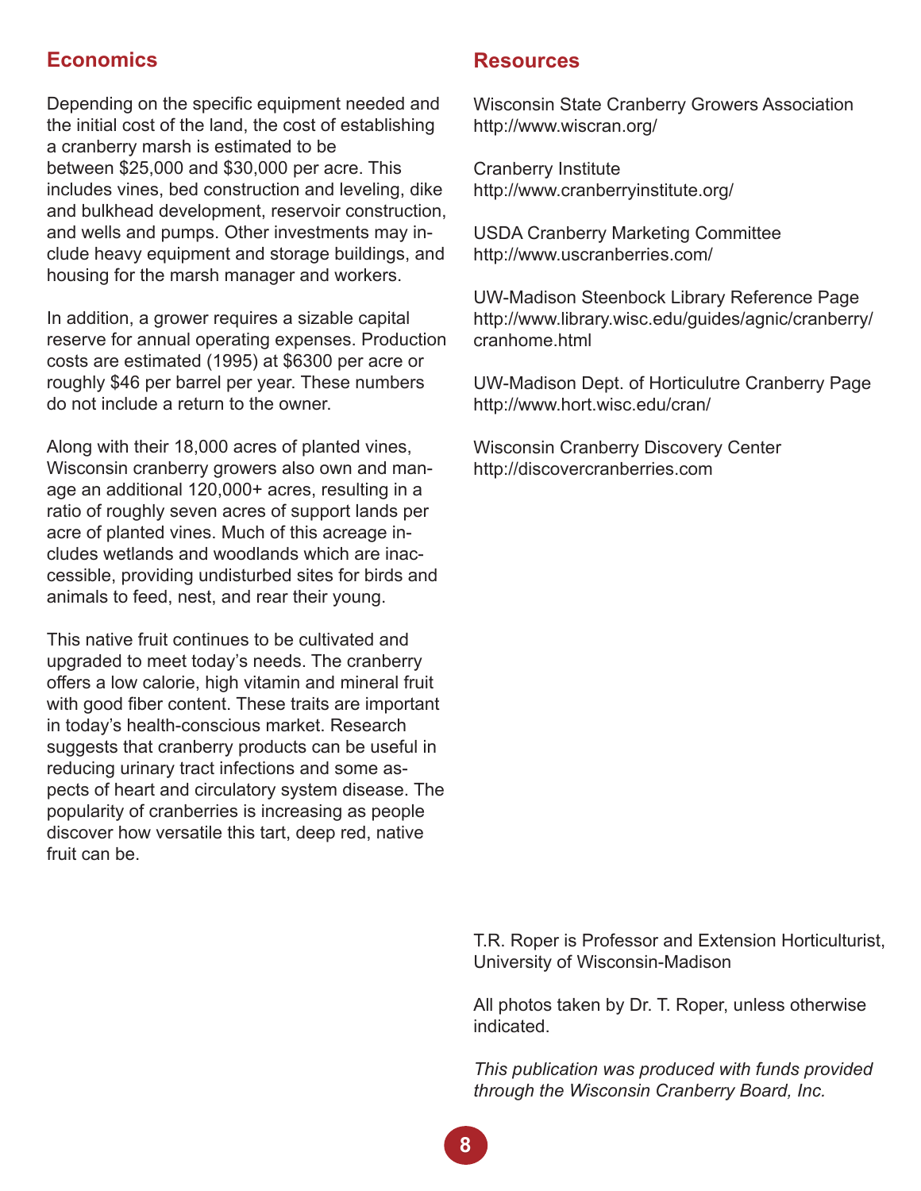## Economics

Depending on the specific equipment needed and the initial cost of the land, the cost of establishing a cranberry marsh is estimated to be between $25,000 and $30,000 per acre. This includes vines, bed construction and leveling, dike and bulkhead development, reservoir construction, and wells and pumps. Other investments may include heavy equipment and storage buildings, and housing for the marsh manager and workers.

In addition, a grower requires a sizable capital reserve for annual operating expenses. Production costs are estimated (1995) at $6300 per acre or roughly $46 per barrel per year. These numbers do not include a return to the owner.

Along with their 18,000 acres of planted vines, Wisconsin cranberry growers also own and manage an additional 120,000+ acres, resulting in a ratio of roughly seven acres of support lands per acre of planted vines. Much of this acreage includes wetlands and woodlands which are inaccessible, providing undisturbed sites for birds and animals to feed, nest, and rear their young.

This native fruit continues to be cultivated and upgraded to meet today's needs. The cranberry offers a low calorie, high vitamin and mineral fruit with good fiber content. These traits are important in today's health-conscious market. Research suggests that cranberry products can be useful in reducing urinary tract infections and some aspects of heart and circulatory system disease. The popularity of cranberries is increasing as people discover how versatile this tart, deep red, native fruit can be.

## Resources

Wisconsin State Cranberry Growers Association
http://www.wiscran.org/

Cranberry Institute
http://www.cranberryinstitute.org/

USDA Cranberry Marketing Committee
http://www.uscranberries.com/

UW-Madison Steenbock Library Reference Page
http://www.library.wisc.edu/guides/agnic/cranberry/cranhome.html

UW-Madison Dept. of Horticulutre Cranberry Page
http://www.hort.wisc.edu/cran/

Wisconsin Cranberry Discovery Center
http://discovercranberries.com

T.R. Roper is Professor and Extension Horticulturist, University of Wisconsin-Madison

All photos taken by Dr. T. Roper, unless otherwise indicated.

*This publication was produced with funds provided through the Wisconsin Cranberry Board, Inc.*